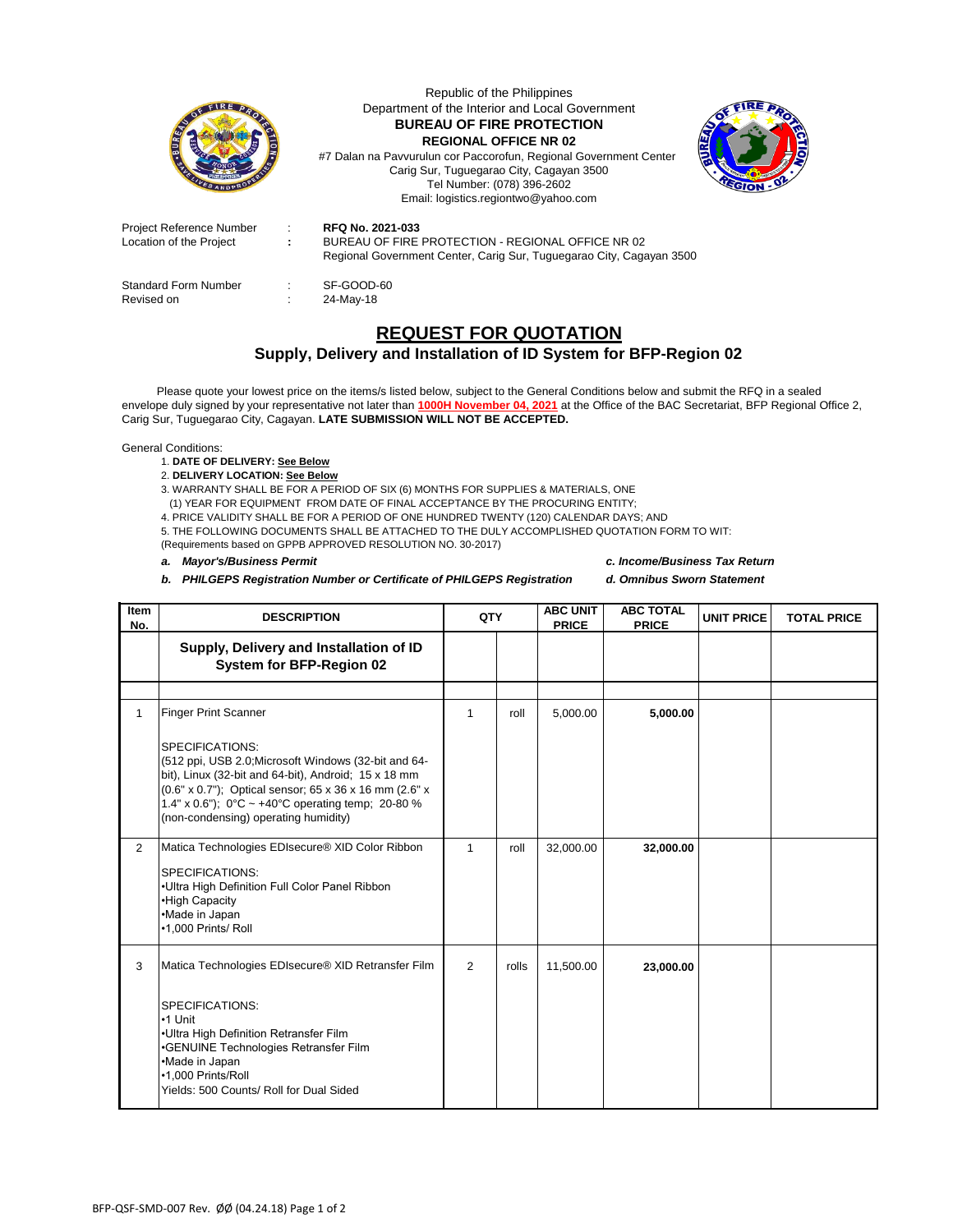Republic of the Philippines
Department of the Interior and Local Government
**BUREAU OF FIRE PROTECTION**
**REGIONAL OFFICE NR 02**
#7 Dalan na Pavvurulun cor Paccorofun, Regional Government Center
Carig Sur, Tuguegarao City, Cagayan 3500
Tel Number: (078) 396-2602
Email: logistics.regiontwo@yahoo.com

Project Reference Number : **RFQ No. 2021-033**
Location of the Project : BUREAU OF FIRE PROTECTION - REGIONAL OFFICE NR 02
Regional Government Center, Carig Sur, Tuguegarao City, Cagayan 3500

Standard Form Number : SF-GOOD-60
Revised on : 24-May-18

# REQUEST FOR QUOTATION

## Supply, Delivery and Installation of ID System for BFP-Region 02

Please quote your lowest price on the items/s listed below, subject to the General Conditions below and submit the RFQ in a sealed envelope duly signed by your representative not later than **1000H November 04, 2021** at the Office of the BAC Secretariat, BFP Regional Office 2, Carig Sur, Tuguegarao City, Cagayan. **LATE SUBMISSION WILL NOT BE ACCEPTED.**

General Conditions:

1. **DATE OF DELIVERY: See Below**
2. **DELIVERY LOCATION: See Below**
3. WARRANTY SHALL BE FOR A PERIOD OF SIX (6) MONTHS FOR SUPPLIES & MATERIALS, ONE (1) YEAR FOR EQUIPMENT FROM DATE OF FINAL ACCEPTANCE BY THE PROCURING ENTITY;
4. PRICE VALIDITY SHALL BE FOR A PERIOD OF ONE HUNDRED TWENTY (120) CALENDAR DAYS; AND
5. THE FOLLOWING DOCUMENTS SHALL BE ATTACHED TO THE DULY ACCOMPLISHED QUOTATION FORM TO WIT:

(Requirements based on GPPB APPROVED RESOLUTION NO. 30-2017)

- ***a. Mayor's/Business Permit***
- ***b. PHILGEPS Registration Number or Certificate of PHILGEPS Registration***
- ***c. Income/Business Tax Return***
- ***d. Omnibus Sworn Statement***

| Item No. | DESCRIPTION | QTY | | ABC UNIT PRICE | ABC TOTAL PRICE | UNIT PRICE | TOTAL PRICE |
|---|---|---|---|---|---|---|---|
| | **Supply, Delivery and Installation of ID System for BFP-Region 02** | | | | | | |
| | | | | | | | |
| 1 | Finger Print Scanner<br><br>SPECIFICATIONS:<br>(512 ppi, USB 2.0;Microsoft Windows (32-bit and 64-bit), Linux (32-bit and 64-bit), Android; 15 x 18 mm (0.6" x 0.7"); Optical sensor; 65 x 36 x 16 mm (2.6" x 1.4" x 0.6"); 0°C ~ +40°C operating temp; 20-80 % (non-condensing) operating humidity) | 1 | roll | 5,000.00 | **5,000.00** | | |
| 2 | Matica Technologies EDIsecure® XID Color Ribbon<br><br>SPECIFICATIONS:<br>•Ultra High Definition Full Color Panel Ribbon<br>•High Capacity<br>•Made in Japan<br>•1,000 Prints/ Roll | 1 | roll | 32,000.00 | **32,000.00** | | |
| 3 | Matica Technologies EDIsecure® XID Retransfer Film<br><br>SPECIFICATIONS:<br>•1 Unit<br>•Ultra High Definition Retransfer Film<br>•GENUINE Technologies Retransfer Film<br>•Made in Japan<br>•1,000 Prints/Roll<br>Yields: 500 Counts/ Roll for Dual Sided | 2 | rolls | 11,500.00 | **23,000.00** | | |

BFP-QSF-SMD-007 Rev. ØØ (04.24.18)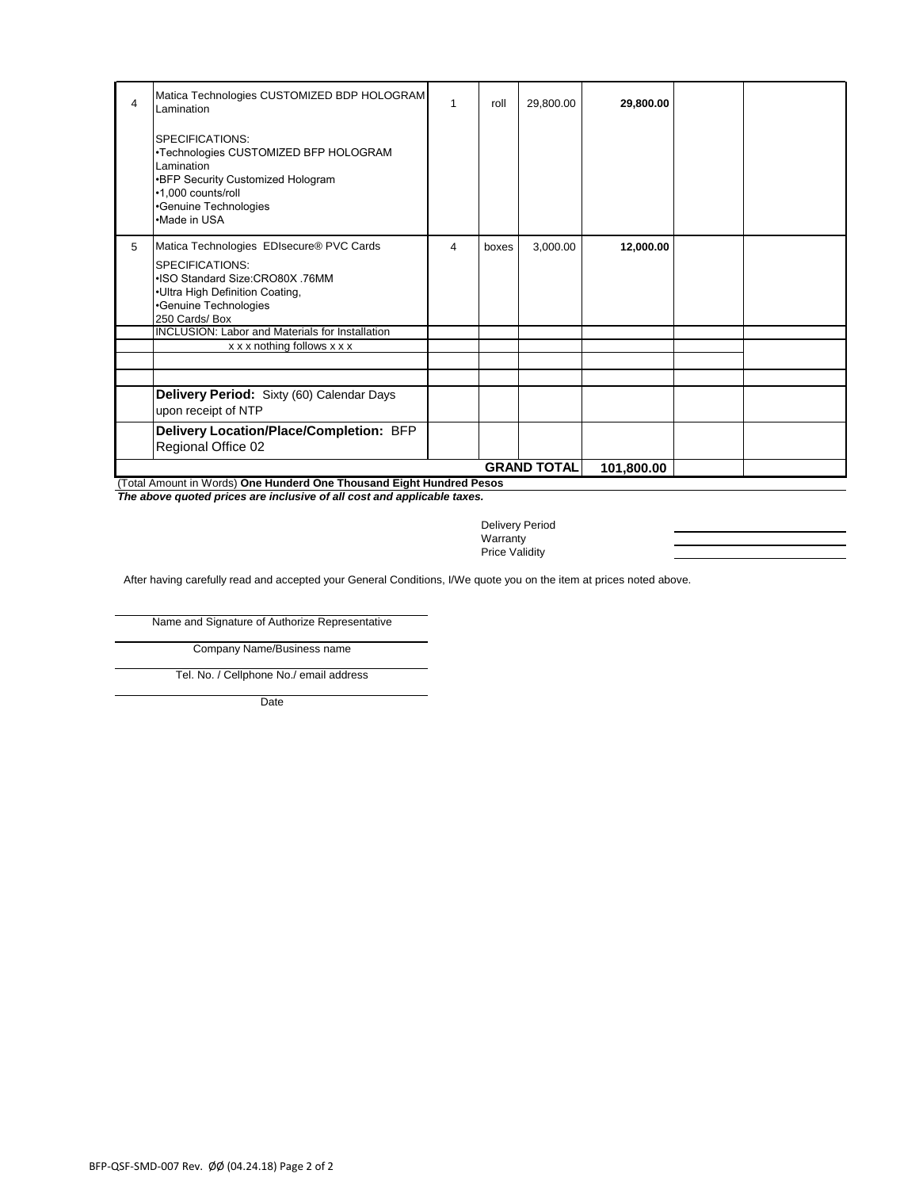| | | | | | | | |
|---|---|---|---|---|---|---|---|
| 4 | Matica Technologies CUSTOMIZED BDP HOLOGRAM Lamination<br><br>SPECIFICATIONS:<br>•Technologies CUSTOMIZED BFP HOLOGRAM Lamination<br>•BFP Security Customized Hologram<br>•1,000 counts/roll<br>•Genuine Technologies<br>•Made in USA | 1 | roll | 29,800.00 | **29,800.00** | | |
| 5 | Matica Technologies EDIsecure® PVC Cards<br>SPECIFICATIONS:<br>•ISO Standard Size:CRO80X .76MM<br>•Ultra High Definition Coating,<br>•Genuine Technologies<br>250 Cards/ Box | 4 | boxes | 3,000.00 | **12,000.00** | | |
| | INCLUSION: Labor and Materials for Installation | | | | | | |
| | x x x nothing follows x x x | | | | | | |
| | | | | | | | |
| | | | | | | | |
| | **Delivery Period:** Sixty (60) Calendar Days upon receipt of NTP | | | | | | |
| | **Delivery Location/Place/Completion:** BFP Regional Office 02 | | | | | | |
| | | | | **GRAND TOTAL** | **101,800.00** | | |

(Total Amount in Words) **One Hunderd One Thousand Eight Hundred Pesos**

***The above quoted prices are inclusive of all cost and applicable taxes.***

Delivery Period ______________________

Warranty ______________________

Price Validity ______________________

After having carefully read and accepted your General Conditions, I/We quote you on the item at prices noted above.

______________________________
Name and Signature of Authorize Representative

______________________________
Company Name/Business name

______________________________
Tel. No. / Cellphone No./ email address

______________________________
Date

BFP-QSF-SMD-007 Rev. ØØ (04.24.18)